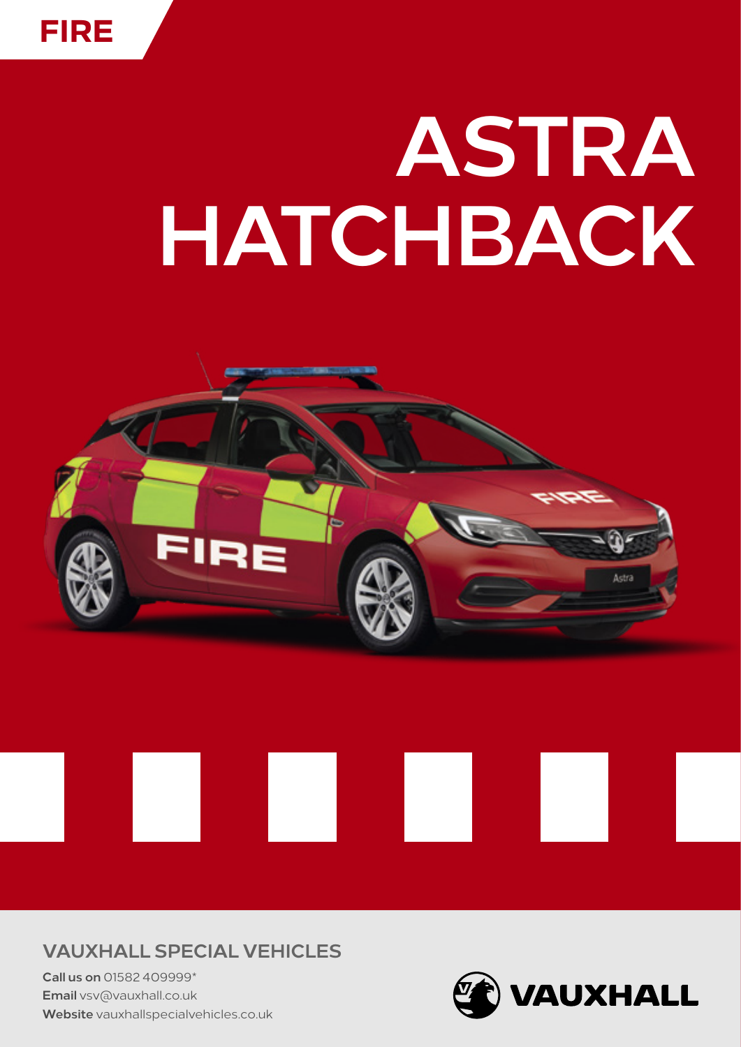FIRE

# ASTRA HATCHBACK

## VAUXHALL SPECIAL VEHICLES

**Call us on** 01582 409999*
**Email** vsv@vauxhall.co.uk
**Website** vauxhallspecialvehicles.co.uk

VAUXHALL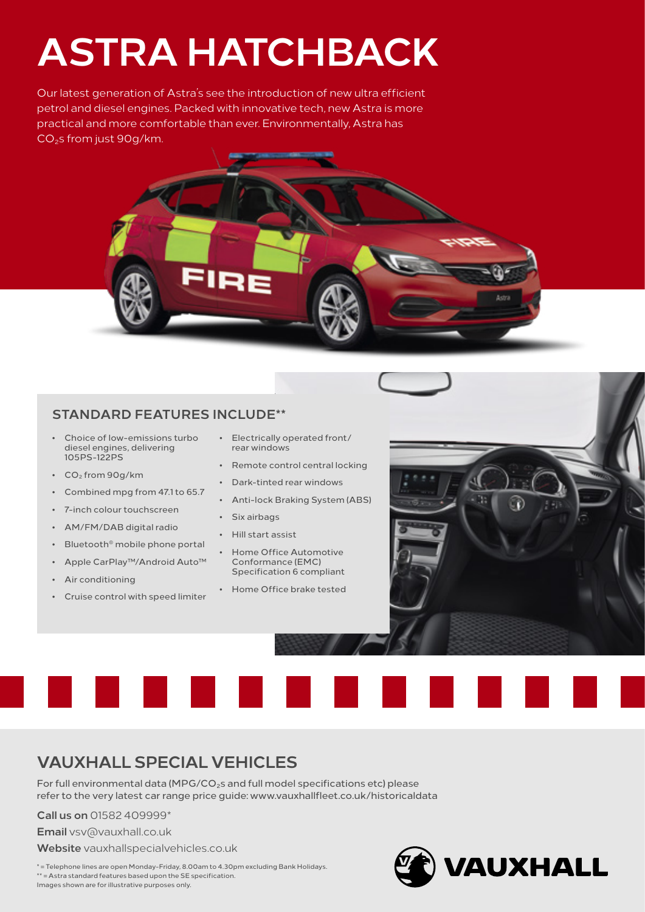# ASTRA HATCHBACK

Our latest generation of Astra's see the introduction of new ultra efficient petrol and diesel engines. Packed with innovative tech, new Astra is more practical and more comfortable than ever. Environmentally, Astra has $CO_2$s from just 90g/km.

## STANDARD FEATURES INCLUDE**

- Choice of low-emissions turbo diesel engines, delivering 105PS-122PS
- $CO_2$ from 90g/km
- Combined mpg from 47.1 to 65.7
- 7-inch colour touchscreen
- AM/FM/DAB digital radio
- Bluetooth® mobile phone portal
- Apple CarPlay™/Android Auto™
- Air conditioning
- Cruise control with speed limiter
- Electrically operated front/rear windows
- Remote control central locking
- Dark-tinted rear windows
- Anti-lock Braking System (ABS)
- Six airbags
- Hill start assist
- Home Office Automotive Conformance (EMC) Specification 6 compliant
- Home Office brake tested

## VAUXHALL SPECIAL VEHICLES

For full environmental data (MPG/$CO_2$s and full model specifications etc) please refer to the very latest car range price guide: www.vauxhallfleet.co.uk/historicaldata

**Call us on** 01582 409999*

**Email** vsv@vauxhall.co.uk

**Website** vauxhallspecialvehicles.co.uk

* = Telephone lines are open Monday-Friday, 8.00am to 4.30pm excluding Bank Holidays.
** = Astra standard features based upon the SE specification.
Images shown are for illustrative purposes only.

VAUXHALL